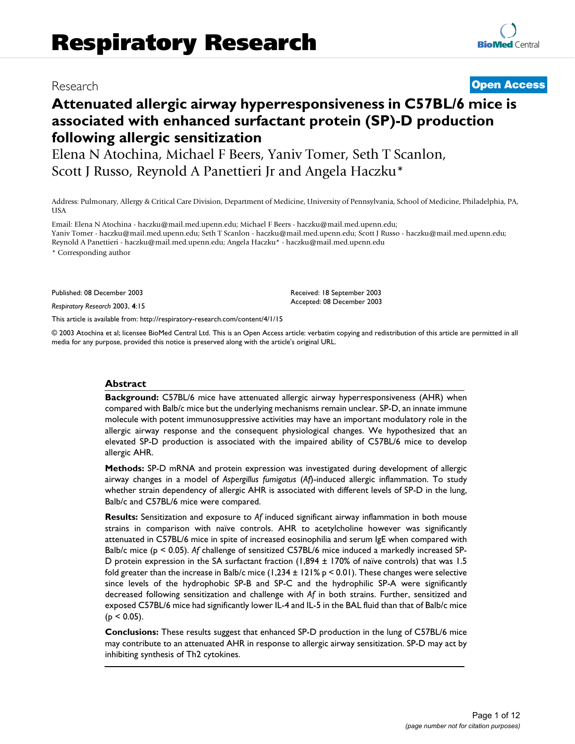Research | Open Access

# Attenuated allergic airway hyperresponsiveness in C57BL/6 mice is associated with enhanced surfactant protein (SP)-D production following allergic sensitization

Elena N Atochina, Michael F Beers, Yaniv Tomer, Seth T Scanlon, Scott J Russo, Reynold A Panettieri Jr and Angela Haczku*

Address: Pulmonary, Allergy & Critical Care Division, Department of Medicine, University of Pennsylvania, School of Medicine, Philadelphia, PA, USA

Email: Elena N Atochina - haczku@mail.med.upenn.edu; Michael F Beers - haczku@mail.med.upenn.edu; Yaniv Tomer - haczku@mail.med.upenn.edu; Seth T Scanlon - haczku@mail.med.upenn.edu; Scott J Russo - haczku@mail.med.upenn.edu; Reynold A Panettieri - haczku@mail.med.upenn.edu; Angela Haczku* - haczku@mail.med.upenn.edu

* Corresponding author

Published: 08 December 2003

*Respiratory Research* 2003, **4**:15

Received: 18 September 2003
Accepted: 08 December 2003

This article is available from: http://respiratory-research.com/content/4/1/15

© 2003 Atochina et al; licensee BioMed Central Ltd. This is an Open Access article: verbatim copying and redistribution of this article are permitted in all media for any purpose, provided this notice is preserved along with the article's original URL.

## Abstract

**Background:** C57BL/6 mice have attenuated allergic airway hyperresponsiveness (AHR) when compared with Balb/c mice but the underlying mechanisms remain unclear. SP-D, an innate immune molecule with potent immunosuppressive activities may have an important modulatory role in the allergic airway response and the consequent physiological changes. We hypothesized that an elevated SP-D production is associated with the impaired ability of C57BL/6 mice to develop allergic AHR.

**Methods:** SP-D mRNA and protein expression was investigated during development of allergic airway changes in a model of *Aspergillus fumigatus* (*Af*)-induced allergic inflammation. To study whether strain dependency of allergic AHR is associated with different levels of SP-D in the lung, Balb/c and C57BL/6 mice were compared.

**Results:** Sensitization and exposure to *Af* induced significant airway inflammation in both mouse strains in comparison with naïve controls. AHR to acetylcholine however was significantly attenuated in C57BL/6 mice in spite of increased eosinophilia and serum IgE when compared with Balb/c mice ($p < 0.05$). *Af* challenge of sensitized C57BL/6 mice induced a markedly increased SP-D protein expression in the SA surfactant fraction (1,894 ± 170% of naïve controls) that was 1.5 fold greater than the increase in Balb/c mice (1,234 ± 121% $p < 0.01$). These changes were selective since levels of the hydrophobic SP-B and SP-C and the hydrophilic SP-A were significantly decreased following sensitization and challenge with *Af* in both strains. Further, sensitized and exposed C57BL/6 mice had significantly lower IL-4 and IL-5 in the BAL fluid than that of Balb/c mice ($p < 0.05$).

**Conclusions:** These results suggest that enhanced SP-D production in the lung of C57BL/6 mice may contribute to an attenuated AHR in response to allergic airway sensitization. SP-D may act by inhibiting synthesis of Th2 cytokines.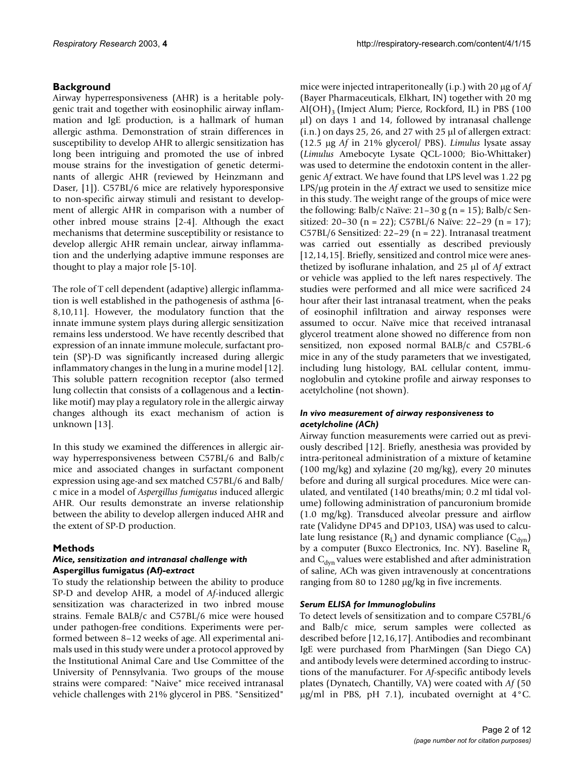## Background

Airway hyperresponsiveness (AHR) is a heritable polygenic trait and together with eosinophilic airway inflammation and IgE production, is a hallmark of human allergic asthma. Demonstration of strain differences in susceptibility to develop AHR to allergic sensitization has long been intriguing and promoted the use of inbred mouse strains for the investigation of genetic determinants of allergic AHR (reviewed by Heinzmann and Daser, [1]). C57BL/6 mice are relatively hyporesponsive to non-specific airway stimuli and resistant to development of allergic AHR in comparison with a number of other inbred mouse strains [2-4]. Although the exact mechanisms that determine susceptibility or resistance to develop allergic AHR remain unclear, airway inflammation and the underlying adaptive immune responses are thought to play a major role [5-10].

The role of T cell dependent (adaptive) allergic inflammation is well established in the pathogenesis of asthma [6-8,10,11]. However, the modulatory function that the innate immune system plays during allergic sensitization remains less understood. We have recently described that expression of an innate immune molecule, surfactant protein (SP)-D was significantly increased during allergic inflammatory changes in the lung in a murine model [12]. This soluble pattern recognition receptor (also termed lung collectin that consists of a **col**lagenous and a **lectin**-like motif) may play a regulatory role in the allergic airway changes although its exact mechanism of action is unknown [13].

In this study we examined the differences in allergic airway hyperresponsiveness between C57BL/6 and Balb/c mice and associated changes in surfactant component expression using age-and sex matched C57BL/6 and Balb/c mice in a model of *Aspergillus fumigatus* induced allergic AHR. Our results demonstrate an inverse relationship between the ability to develop allergen induced AHR and the extent of SP-D production.

## Methods

### *Mice, sensitization and intranasal challenge with* **Aspergillus fumigatus** *(Af)-extract*

To study the relationship between the ability to produce SP-D and develop AHR, a model of *Af*-induced allergic sensitization was characterized in two inbred mouse strains. Female BALB/c and C57BL/6 mice were housed under pathogen-free conditions. Experiments were performed between 8–12 weeks of age. All experimental animals used in this study were under a protocol approved by the Institutional Animal Care and Use Committee of the University of Pennsylvania. Two groups of the mouse strains were compared: "Naive" mice received intranasal vehicle challenges with 21% glycerol in PBS. "Sensitized" mice were injected intraperitoneally (i.p.) with 20 μg of *Af* (Bayer Pharmaceuticals, Elkhart, IN) together with 20 mg $Al(OH)_3$ (Imject Alum; Pierce, Rockford, IL) in PBS (100 μl) on days 1 and 14, followed by intranasal challenge (i.n.) on days 25, 26, and 27 with 25 μl of allergen extract: (12.5 μg *Af* in 21% glycerol/ PBS). *Limulus* lysate assay (*Limulus* Amebocyte Lysate QCL-1000; Bio-Whittaker) was used to determine the endotoxin content in the allergenic *Af* extract. We have found that LPS level was 1.22 pg LPS/μg protein in the *Af* extract we used to sensitize mice in this study. The weight range of the groups of mice were the following: Balb/c Naïve: 21–30 g (n = 15); Balb/c Sensitized: 20–30 (n = 22); C57BL/6 Naïve: 22–29 (n = 17); C57BL/6 Sensitized: 22–29 (n = 22). Intranasal treatment was carried out essentially as described previously [12,14,15]. Briefly, sensitized and control mice were anesthetized by isoflurane inhalation, and 25 μl of *Af* extract or vehicle was applied to the left nares respectively. The studies were performed and all mice were sacrificed 24 hour after their last intranasal treatment, when the peaks of eosinophil infiltration and airway responses were assumed to occur. Naïve mice that received intranasal glycerol treatment alone showed no difference from non sensitized, non exposed normal BALB/c and C57BL-6 mice in any of the study parameters that we investigated, including lung histology, BAL cellular content, immunoglobulin and cytokine profile and airway responses to acetylcholine (not shown).

### *In vivo measurement of airway responsiveness to acetylcholine (ACh)*

Airway function measurements were carried out as previously described [12]. Briefly, anesthesia was provided by intra-peritoneal administration of a mixture of ketamine (100 mg/kg) and xylazine (20 mg/kg), every 20 minutes before and during all surgical procedures. Mice were canulated, and ventilated (140 breaths/min; 0.2 ml tidal volume) following administration of pancuronium bromide (1.0 mg/kg). Transduced alveolar pressure and airflow rate (Validyne DP45 and DP103, USA) was used to calculate lung resistance ($R_L$) and dynamic compliance ($C_{dyn}$) by a computer (Buxco Electronics, Inc. NY). Baseline $R_L$ and $C_{dyn}$ values were established and after administration of saline, ACh was given intravenously at concentrations ranging from 80 to 1280 μg/kg in five increments.

### *Serum ELISA for Immunoglobulins*

To detect levels of sensitization and to compare C57BL/6 and Balb/c mice, serum samples were collected as described before [12,16,17]. Antibodies and recombinant IgE were purchased from PharMingen (San Diego CA) and antibody levels were determined according to instructions of the manufacturer. For *Af*-specific antibody levels plates (Dynatech, Chantilly, VA) were coated with *Af* (50 μg/ml in PBS, pH 7.1), incubated overnight at 4°C.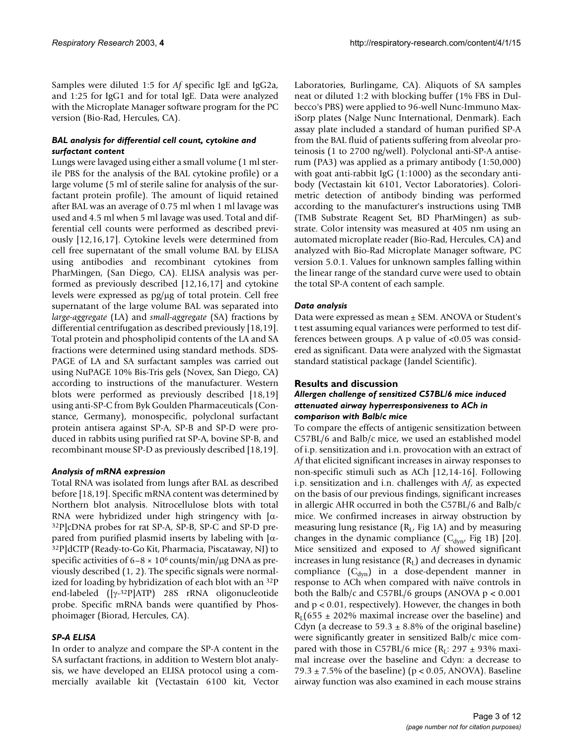Samples were diluted 1:5 for *Af* specific IgE and IgG2a, and 1:25 for IgG1 and for total IgE. Data were analyzed with the Microplate Manager software program for the PC version (Bio-Rad, Hercules, CA).

### *BAL analysis for differential cell count, cytokine and surfactant content*

Lungs were lavaged using either a small volume (1 ml sterile PBS for the analysis of the BAL cytokine profile) or a large volume (5 ml of sterile saline for analysis of the surfactant protein profile). The amount of liquid retained after BAL was an average of 0.75 ml when 1 ml lavage was used and 4.5 ml when 5 ml lavage was used. Total and differential cell counts were performed as described previously [12,16,17]. Cytokine levels were determined from cell free supernatant of the small volume BAL by ELISA using antibodies and recombinant cytokines from PharMingen, (San Diego, CA). ELISA analysis was performed as previously described [12,16,17] and cytokine levels were expressed as pg/μg of total protein. Cell free supernatant of the large volume BAL was separated into *large-aggregate* (LA) and *small-aggregate* (SA) fractions by differential centrifugation as described previously [18,19]. Total protein and phospholipid contents of the LA and SA fractions were determined using standard methods. SDS-PAGE of LA and SA surfactant samples was carried out using NuPAGE 10% Bis-Tris gels (Novex, San Diego, CA) according to instructions of the manufacturer. Western blots were performed as previously described [18,19] using anti-SP-C from Byk Goulden Pharmaceuticals (Constance, Germany), monospecific, polyclonal surfactant protein antisera against SP-A, SP-B and SP-D were produced in rabbits using purified rat SP-A, bovine SP-B, and recombinant mouse SP-D as previously described [18,19].

### *Analysis of mRNA expression*

Total RNA was isolated from lungs after BAL as described before [18,19]. Specific mRNA content was determined by Northern blot analysis. Nitrocellulose blots with total RNA were hybridized under high stringency with [$\alpha$-$^{32}$P]cDNA probes for rat SP-A, SP-B, SP-C and SP-D prepared from purified plasmid inserts by labeling with [$\alpha$-$^{32}$P]dCTP (Ready-to-Go Kit, Pharmacia, Piscataway, NJ) to specific activities of 6–8 × $10^6$ counts/min/μg DNA as previously described (1, 2). The specific signals were normalized for loading by hybridization of each blot with an $^{32}$P end-labeled ([$\gamma$-$^{32}$P]ATP) 28S rRNA oligonucleotide probe. Specific mRNA bands were quantified by Phosphoimager (Biorad, Hercules, CA).

### *SP-A ELISA*

In order to analyze and compare the SP-A content in the SA surfactant fractions, in addition to Western blot analysis, we have developed an ELISA protocol using a commercially available kit (Vectastain 6100 kit, Vector Laboratories, Burlingame, CA). Aliquots of SA samples neat or diluted 1:2 with blocking buffer (1% FBS in Dulbecco's PBS) were applied to 96-well Nunc-Immuno MaxiSorp plates (Nalge Nunc International, Denmark). Each assay plate included a standard of human purified SP-A from the BAL fluid of patients suffering from alveolar proteinosis (1 to 2700 ng/well). Polyclonal anti-SP-A antiserum (PA3) was applied as a primary antibody (1:50,000) with goat anti-rabbit IgG (1:1000) as the secondary antibody (Vectastain kit 6101, Vector Laboratories). Colorimetric detection of antibody binding was performed according to the manufacturer's instructions using TMB (TMB Substrate Reagent Set, BD PharMingen) as substrate. Color intensity was measured at 405 nm using an automated microplate reader (Bio-Rad, Hercules, CA) and analyzed with Bio-Rad Microplate Manager software, PC version 5.0.1. Values for unknown samples falling within the linear range of the standard curve were used to obtain the total SP-A content of each sample.

### *Data analysis*

Data were expressed as mean ± SEM. ANOVA or Student's t test assuming equal variances were performed to test differences between groups. A p value of <0.05 was considered as significant. Data were analyzed with the Sigmastat standard statistical package (Jandel Scientific).

## Results and discussion

### *Allergen challenge of sensitized C57BL/6 mice induced attenuated airway hyperresponsiveness to ACh in comparison with Balb/c mice*

To compare the effects of antigenic sensitization between C57BL/6 and Balb/c mice, we used an established model of i.p. sensitization and i.n. provocation with an extract of *Af* that elicited significant increases in airway responses to non-specific stimuli such as ACh [12,14-16]. Following i.p. sensitization and i.n. challenges with *Af*, as expected on the basis of our previous findings, significant increases in allergic AHR occurred in both the C57BL/6 and Balb/c mice. We confirmed increases in airway obstruction by measuring lung resistance ($R_L$, Fig 1A) and by measuring changes in the dynamic compliance ($C_{dyn}$, Fig 1B) [20]. Mice sensitized and exposed to *Af* showed significant increases in lung resistance ($R_L$) and decreases in dynamic compliance ($C_{dyn}$) in a dose-dependent manner in response to ACh when compared with naïve controls in both the Balb/c and C57BL/6 groups (ANOVA $p < 0.001$ and $p < 0.01$, respectively). However, the changes in both $R_L$(655 ± 202% maximal increase over the baseline) and Cdyn (a decrease to 59.3 ± 8.8% of the original baseline) were significantly greater in sensitized Balb/c mice compared with those in C57BL/6 mice ($R_L$: 297 ± 93% maximal increase over the baseline and Cdyn: a decrease to 79.3 ± 7.5% of the baseline) ($p < 0.05$, ANOVA). Baseline airway function was also examined in each mouse strains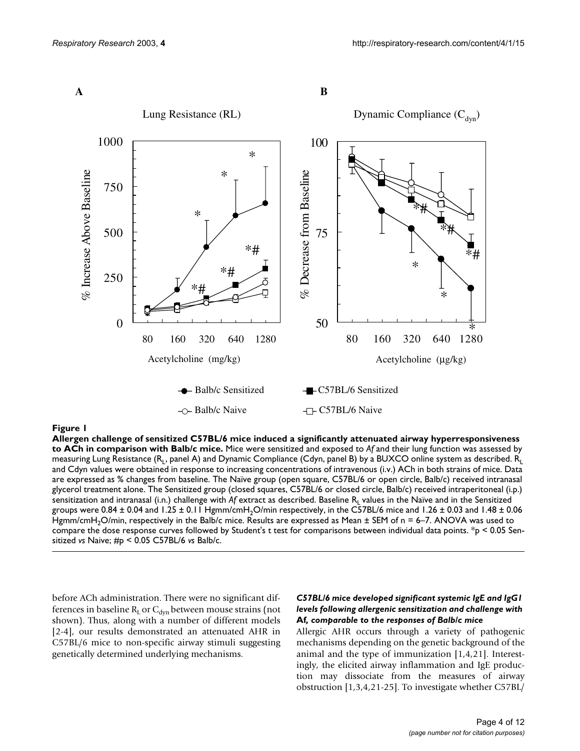**Figure 1**

**Allergen challenge of sensitized C57BL/6 mice induced a significantly attenuated airway hyperresponsiveness to ACh in comparison with Balb/c mice.** Mice were sensitized and exposed to *Af* and their lung function was assessed by measuring Lung Resistance ($R_L$, panel A) and Dynamic Compliance (Cdyn, panel B) by a BUXCO online system as described. $R_L$ and Cdyn values were obtained in response to increasing concentrations of intravenous (i.v.) ACh in both strains of mice. Data are expressed as % changes from baseline. The Naïve group (open square, C57BL/6 or open circle, Balb/c) received intranasal glycerol treatment alone. The Sensitized group (closed squares, C57BL/6 or closed circle, Balb/c) received intraperitoneal (i.p.) sensitization and intranasal (i.n.) challenge with *Af* extract as described. Baseline $R_L$ values in the Naïve and in the Sensitized groups were 0.84 ± 0.04 and 1.25 ± 0.11 Hgmm/cm$H_2O$/min respectively, in the C57BL/6 mice and 1.26 ± 0.03 and 1.48 ± 0.06 Hgmm/cm$H_2O$/min, respectively in the Balb/c mice. Results are expressed as Mean ± SEM of n = 6–7. ANOVA was used to compare the dose response curves followed by Student's t test for comparisons between individual data points. *p < 0.05 Sensitized *vs* Naive; #p < 0.05 C57BL/6 *vs* Balb/c.

before ACh administration. There were no significant differences in baseline $R_L$ or $C_{dyn}$ between mouse strains (not shown). Thus, along with a number of different models [2-4], our results demonstrated an attenuated AHR in C57BL/6 mice to non-specific airway stimuli suggesting genetically determined underlying mechanisms.

#### *C57BL/6 mice developed significant systemic IgE and IgG1 levels following allergenic sensitization and challenge with* **Af***, comparable to the responses of Balb/c mice*

Allergic AHR occurs through a variety of pathogenic mechanisms depending on the genetic background of the animal and the type of immunization [1,4,21]. Interestingly, the elicited airway inflammation and IgE production may dissociate from the measures of airway obstruction [1,3,4,21-25]. To investigate whether C57BL/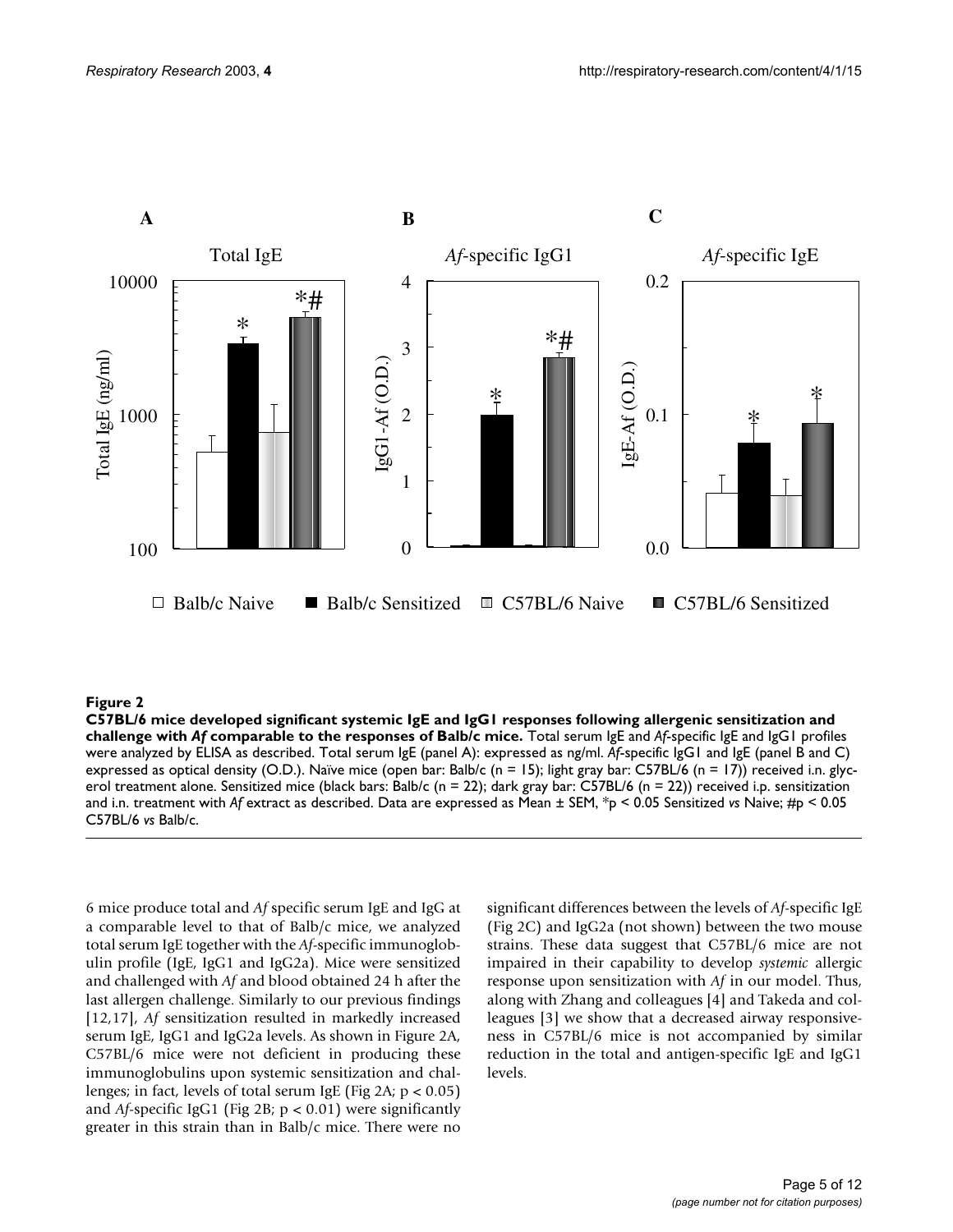**Figure 2**

**C57BL/6 mice developed significant systemic IgE and IgG1 responses following allergenic sensitization and challenge with *Af* comparable to the responses of Balb/c mice.** Total serum IgE and *Af*-specific IgE and IgG1 profiles were analyzed by ELISA as described. Total serum IgE (panel A): expressed as ng/ml. *Af*-specific IgG1 and IgE (panel B and C) expressed as optical density (O.D.). Naïve mice (open bar: Balb/c (n = 15); light gray bar: C57BL/6 (n = 17)) received i.n. glycerol treatment alone. Sensitized mice (black bars: Balb/c (n = 22); dark gray bar: C57BL/6 (n = 22)) received i.p. sensitization and i.n. treatment with *Af* extract as described. Data are expressed as Mean ± SEM, *p < 0.05 Sensitized *vs* Naive; #p < 0.05 C57BL/6 *vs* Balb/c.

6 mice produce total and *Af* specific serum IgE and IgG at a comparable level to that of Balb/c mice, we analyzed total serum IgE together with the *Af*-specific immunoglobulin profile (IgE, IgG1 and IgG2a). Mice were sensitized and challenged with *Af* and blood obtained 24 h after the last allergen challenge. Similarly to our previous findings [12,17], *Af* sensitization resulted in markedly increased serum IgE, IgG1 and IgG2a levels. As shown in Figure 2A, C57BL/6 mice were not deficient in producing these immunoglobulins upon systemic sensitization and challenges; in fact, levels of total serum IgE (Fig 2A; $p < 0.05$) and *Af*-specific IgG1 (Fig 2B; $p < 0.01$) were significantly greater in this strain than in Balb/c mice. There were no significant differences between the levels of *Af*-specific IgE (Fig 2C) and IgG2a (not shown) between the two mouse strains. These data suggest that C57BL/6 mice are not impaired in their capability to develop *systemic* allergic response upon sensitization with *Af* in our model. Thus, along with Zhang and colleagues [4] and Takeda and colleagues [3] we show that a decreased airway responsiveness in C57BL/6 mice is not accompanied by similar reduction in the total and antigen-specific IgE and IgG1 levels.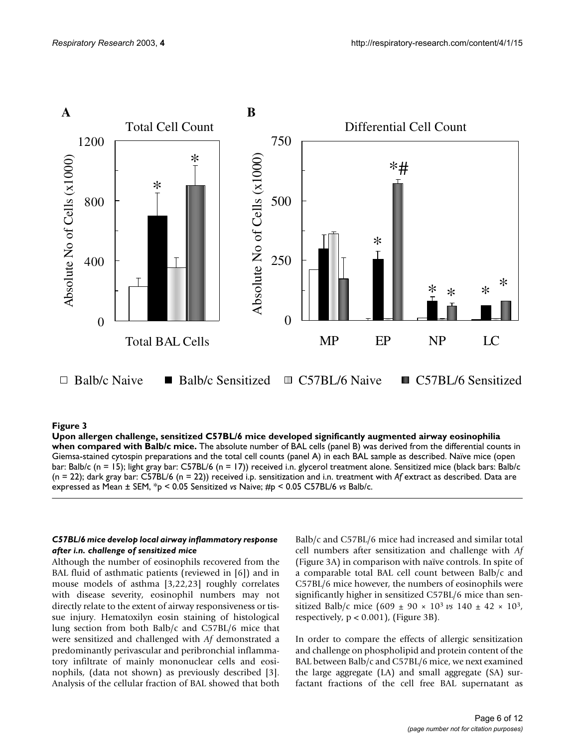**Figure 3**

**Upon allergen challenge, sensitized C57BL/6 mice developed significantly augmented airway eosinophilia when compared with Balb/c mice.** The absolute number of BAL cells (panel B) was derived from the differential counts in Giemsa-stained cytospin preparations and the total cell counts (panel A) in each BAL sample as described. Naïve mice (open bar: Balb/c (n = 15); light gray bar: C57BL/6 (n = 17)) received i.n. glycerol treatment alone. Sensitized mice (black bars: Balb/c (n = 22); dark gray bar: C57BL/6 (n = 22)) received i.p. sensitization and i.n. treatment with *Af* extract as described. Data are expressed as Mean ± SEM, *p < 0.05 Sensitized *vs* Naive; #p < 0.05 C57BL/6 *vs* Balb/c.

### *C57BL/6 mice develop local airway inflammatory response after i.n. challenge of sensitized mice*

Although the number of eosinophils recovered from the BAL fluid of asthmatic patients (reviewed in [6]) and in mouse models of asthma [3,22,23] roughly correlates with disease severity, eosinophil numbers may not directly relate to the extent of airway responsiveness or tissue injury. Hematoxilyn eosin staining of histological lung section from both Balb/c and C57BL/6 mice that were sensitized and challenged with *Af* demonstrated a predominantly perivascular and peribronchial inflammatory infiltrate of mainly mononuclear cells and eosinophils, (data not shown) as previously described [3]. Analysis of the cellular fraction of BAL showed that both Balb/c and C57BL/6 mice had increased and similar total cell numbers after sensitization and challenge with *Af* (Figure 3A) in comparison with naïve controls. In spite of a comparable total BAL cell count between Balb/c and C57BL/6 mice however, the numbers of eosinophils were significantly higher in sensitized C57BL/6 mice than sensitized Balb/c mice ($609 \pm 90 \times 10^3$ *vs* $140 \pm 42 \times 10^3$, respectively, $p < 0.001$), (Figure 3B).

In order to compare the effects of allergic sensitization and challenge on phospholipid and protein content of the BAL between Balb/c and C57BL/6 mice, we next examined the large aggregate (LA) and small aggregate (SA) surfactant fractions of the cell free BAL supernatant as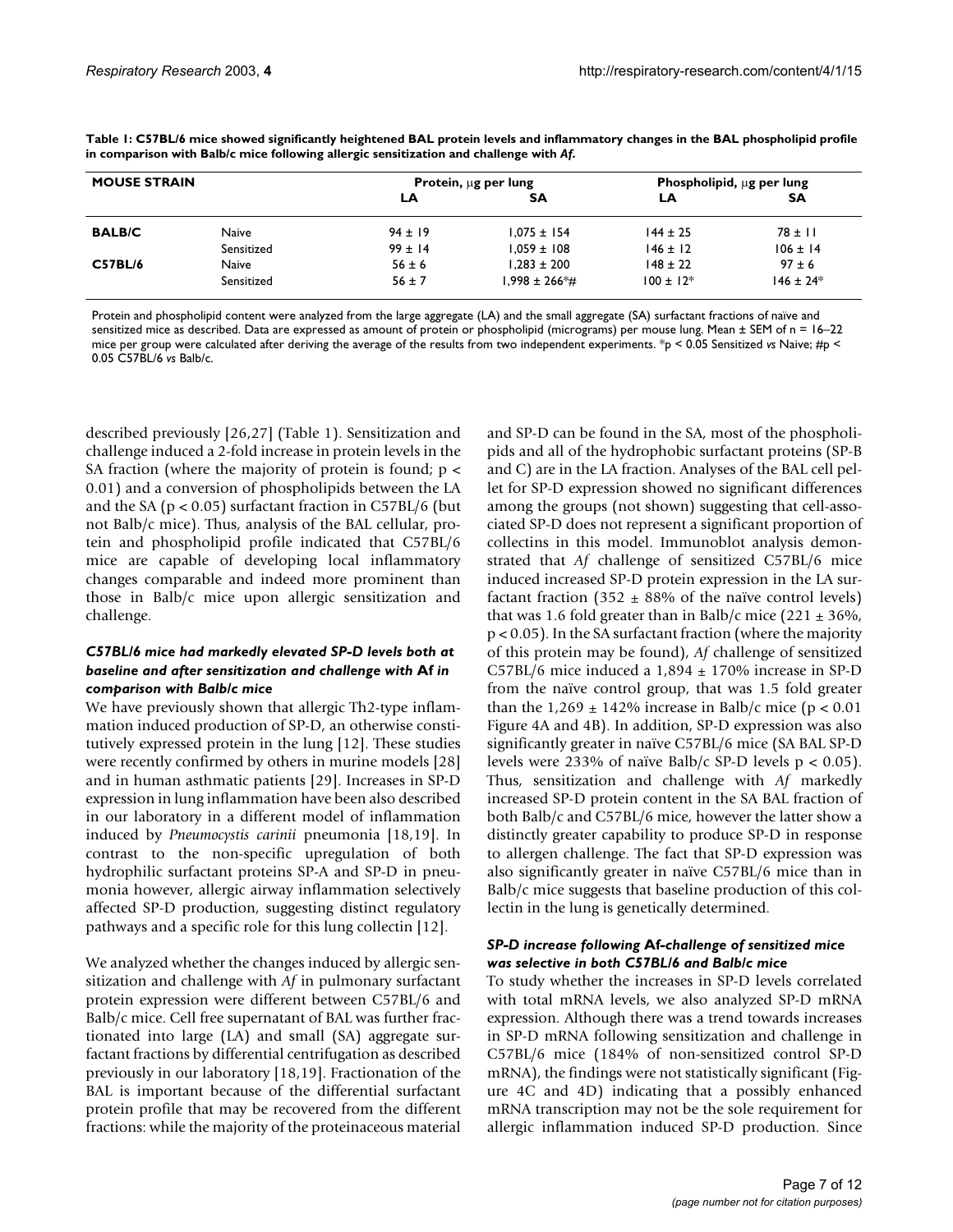**Table 1: C57BL/6 mice showed significantly heightened BAL protein levels and inflammatory changes in the BAL phospholipid profile in comparison with Balb/c mice following allergic sensitization and challenge with *Af*.**

| MOUSE STRAIN | | Protein, μg per lung | | Phospholipid, μg per lung | |
|---|---|---|---|---|---|
| | | LA | SA | LA | SA |
| **BALB/C** | Naive | 94 ± 19 | 1,075 ± 154 | 144 ± 25 | 78 ± 11 |
| | Sensitized | 99 ± 14 | 1,059 ± 108 | 146 ± 12 | 106 ± 14 |
| **C57BL/6** | Naive | 56 ± 6 | 1,283 ± 200 | 148 ± 22 | 97 ± 6 |
| | Sensitized | 56 ± 7 | 1,998 ± 266*# | 100 ± 12* | 146 ± 24* |

Protein and phospholipid content were analyzed from the large aggregate (LA) and the small aggregate (SA) surfactant fractions of naïve and sensitized mice as described. Data are expressed as amount of protein or phospholipid (micrograms) per mouse lung. Mean ± SEM of n = 16–22 mice per group were calculated after deriving the average of the results from two independent experiments. *$p < 0.05$ Sensitized *vs* Naive; #$p < 0.05$ C57BL/6 *vs* Balb/c.

described previously [26,27] (Table 1). Sensitization and challenge induced a 2-fold increase in protein levels in the SA fraction (where the majority of protein is found; $p < 0.01$) and a conversion of phospholipids between the LA and the SA ($p < 0.05$) surfactant fraction in C57BL/6 (but not Balb/c mice). Thus, analysis of the BAL cellular, protein and phospholipid profile indicated that C57BL/6 mice are capable of developing local inflammatory changes comparable and indeed more prominent than those in Balb/c mice upon allergic sensitization and challenge.

### *C57BL/6 mice had markedly elevated SP-D levels both at baseline and after sensitization and challenge with* Af *in comparison with Balb/c mice*

We have previously shown that allergic Th2-type inflammation induced production of SP-D, an otherwise constitutively expressed protein in the lung [12]. These studies were recently confirmed by others in murine models [28] and in human asthmatic patients [29]. Increases in SP-D expression in lung inflammation have been also described in our laboratory in a different model of inflammation induced by *Pneumocystis carinii* pneumonia [18,19]. In contrast to the non-specific upregulation of both hydrophilic surfactant proteins SP-A and SP-D in pneumonia however, allergic airway inflammation selectively affected SP-D production, suggesting distinct regulatory pathways and a specific role for this lung collectin [12].

We analyzed whether the changes induced by allergic sensitization and challenge with *Af* in pulmonary surfactant protein expression were different between C57BL/6 and Balb/c mice. Cell free supernatant of BAL was further fractionated into large (LA) and small (SA) aggregate surfactant fractions by differential centrifugation as described previously in our laboratory [18,19]. Fractionation of the BAL is important because of the differential surfactant protein profile that may be recovered from the different fractions: while the majority of the proteinaceous material and SP-D can be found in the SA, most of the phospholipids and all of the hydrophobic surfactant proteins (SP-B and C) are in the LA fraction. Analyses of the BAL cell pellet for SP-D expression showed no significant differences among the groups (not shown) suggesting that cell-associated SP-D does not represent a significant proportion of collectins in this model. Immunoblot analysis demonstrated that *Af* challenge of sensitized C57BL/6 mice induced increased SP-D protein expression in the LA surfactant fraction (352 ± 88% of the naïve control levels) that was 1.6 fold greater than in Balb/c mice (221 ± 36%, $p < 0.05$). In the SA surfactant fraction (where the majority of this protein may be found), *Af* challenge of sensitized C57BL/6 mice induced a 1,894 ± 170% increase in SP-D from the naïve control group, that was 1.5 fold greater than the 1,269 ± 142% increase in Balb/c mice ($p < 0.01$ Figure 4A and 4B). In addition, SP-D expression was also significantly greater in naïve C57BL/6 mice (SA BAL SP-D levels were 233% of naïve Balb/c SP-D levels $p < 0.05$). Thus, sensitization and challenge with *Af* markedly increased SP-D protein content in the SA BAL fraction of both Balb/c and C57BL/6 mice, however the latter show a distinctly greater capability to produce SP-D in response to allergen challenge. The fact that SP-D expression was also significantly greater in naïve C57BL/6 mice than in Balb/c mice suggests that baseline production of this collectin in the lung is genetically determined.

### *SP-D increase following* Af*-challenge of sensitized mice was selective in both C57BL/6 and Balb/c mice*

To study whether the increases in SP-D levels correlated with total mRNA levels, we also analyzed SP-D mRNA expression. Although there was a trend towards increases in SP-D mRNA following sensitization and challenge in C57BL/6 mice (184% of non-sensitized control SP-D mRNA), the findings were not statistically significant (Figure 4C and 4D) indicating that a possibly enhanced mRNA transcription may not be the sole requirement for allergic inflammation induced SP-D production. Since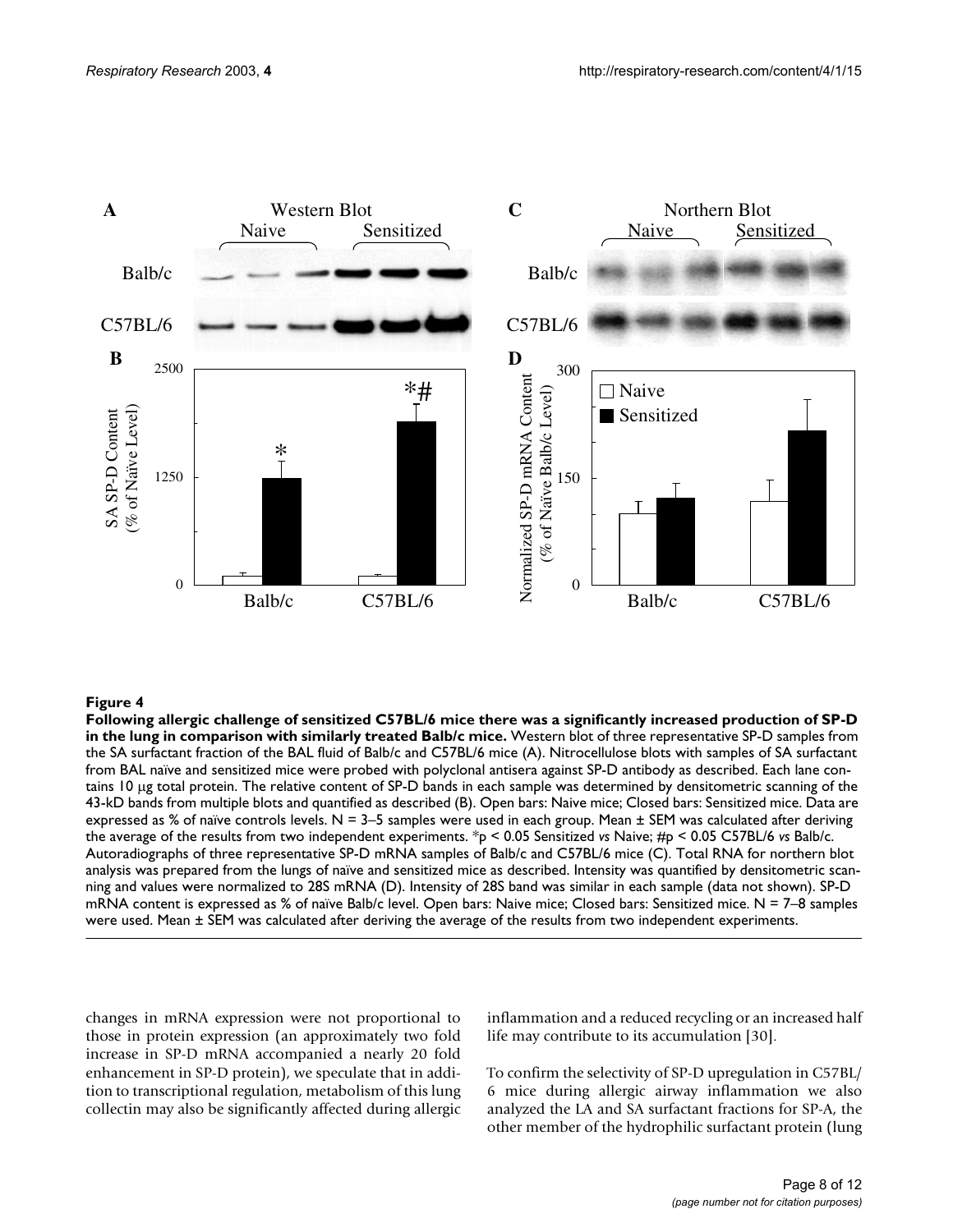**Figure 4**

**Following allergic challenge of sensitized C57BL/6 mice there was a significantly increased production of SP-D in the lung in comparison with similarly treated Balb/c mice.** Western blot of three representative SP-D samples from the SA surfactant fraction of the BAL fluid of Balb/c and C57BL/6 mice (A). Nitrocellulose blots with samples of SA surfactant from BAL naïve and sensitized mice were probed with polyclonal antisera against SP-D antibody as described. Each lane contains 10 μg total protein. The relative content of SP-D bands in each sample was determined by densitometric scanning of the 43-kD bands from multiple blots and quantified as described (B). Open bars: Naive mice; Closed bars: Sensitized mice. Data are expressed as % of naïve controls levels. N = 3–5 samples were used in each group. Mean ± SEM was calculated after deriving the average of the results from two independent experiments. *$p < 0.05$ Sensitized *vs* Naive; #$p < 0.05$ C57BL/6 *vs* Balb/c. Autoradiographs of three representative SP-D mRNA samples of Balb/c and C57BL/6 mice (C). Total RNA for northern blot analysis was prepared from the lungs of naïve and sensitized mice as described. Intensity was quantified by densitometric scanning and values were normalized to 28S mRNA (D). Intensity of 28S band was similar in each sample (data not shown). SP-D mRNA content is expressed as % of naïve Balb/c level. Open bars: Naive mice; Closed bars: Sensitized mice. N = 7–8 samples were used. Mean ± SEM was calculated after deriving the average of the results from two independent experiments.

changes in mRNA expression were not proportional to those in protein expression (an approximately two fold increase in SP-D mRNA accompanied a nearly 20 fold enhancement in SP-D protein), we speculate that in addition to transcriptional regulation, metabolism of this lung collectin may also be significantly affected during allergic inflammation and a reduced recycling or an increased half life may contribute to its accumulation [30].

To confirm the selectivity of SP-D upregulation in C57BL/6 mice during allergic airway inflammation we also analyzed the LA and SA surfactant fractions for SP-A, the other member of the hydrophilic surfactant protein (lung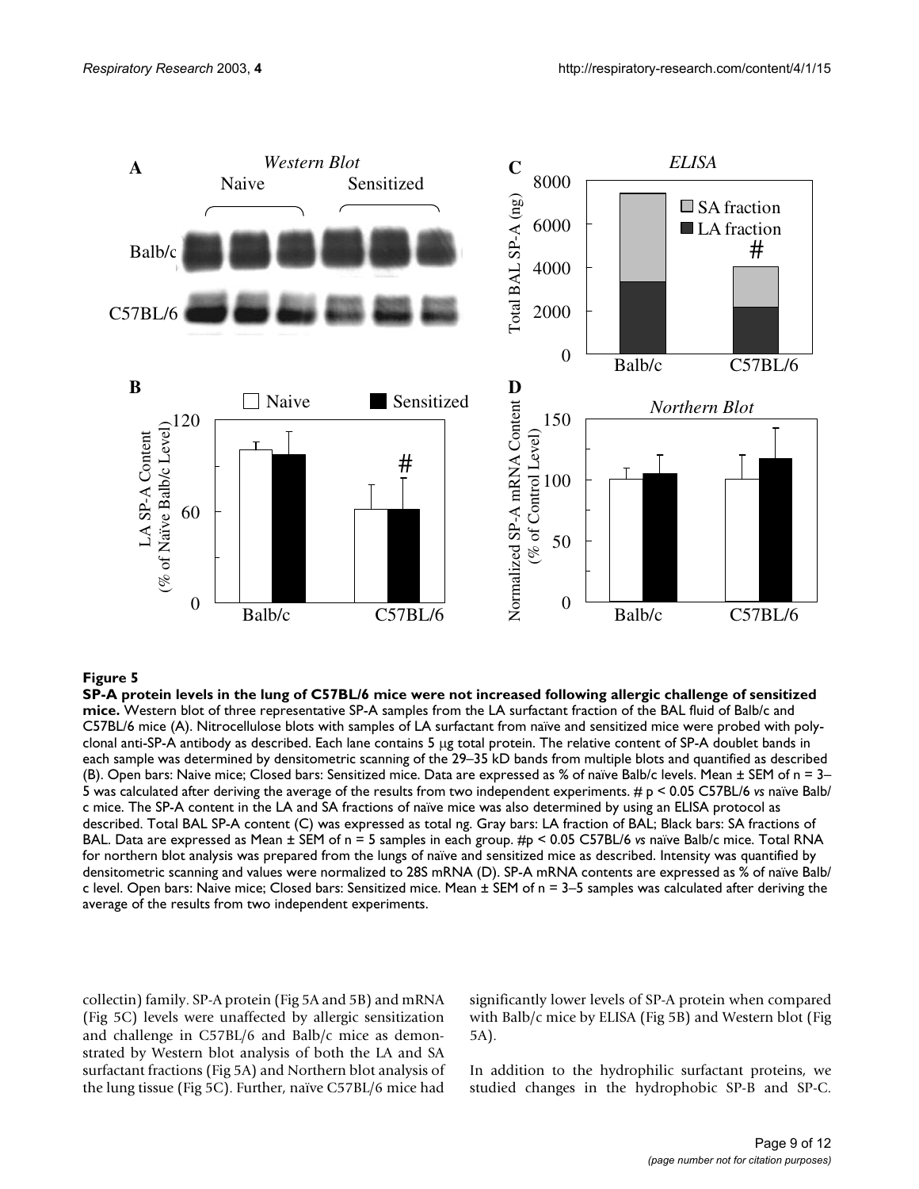**Figure 5**

**SP-A protein levels in the lung of C57BL/6 mice were not increased following allergic challenge of sensitized mice.** Western blot of three representative SP-A samples from the LA surfactant fraction of the BAL fluid of Balb/c and C57BL/6 mice (A). Nitrocellulose blots with samples of LA surfactant from naïve and sensitized mice were probed with polyclonal anti-SP-A antibody as described. Each lane contains 5 μg total protein. The relative content of SP-A doublet bands in each sample was determined by densitometric scanning of the 29–35 kD bands from multiple blots and quantified as described (B). Open bars: Naive mice; Closed bars: Sensitized mice. Data are expressed as % of naïve Balb/c levels. Mean ± SEM of n = 3–5 was calculated after deriving the average of the results from two independent experiments. # p < 0.05 C57BL/6 *vs* naïve Balb/c mice. The SP-A content in the LA and SA fractions of naïve mice was also determined by using an ELISA protocol as described. Total BAL SP-A content (C) was expressed as total ng. Gray bars: LA fraction of BAL; Black bars: SA fractions of BAL. Data are expressed as Mean ± SEM of n = 5 samples in each group. #p < 0.05 C57BL/6 *vs* naïve Balb/c mice. Total RNA for northern blot analysis was prepared from the lungs of naïve and sensitized mice as described. Intensity was quantified by densitometric scanning and values were normalized to 28S mRNA (D). SP-A mRNA contents are expressed as % of naïve Balb/c level. Open bars: Naive mice; Closed bars: Sensitized mice. Mean ± SEM of n = 3–5 samples was calculated after deriving the average of the results from two independent experiments.

collectin) family. SP-A protein (Fig 5A and 5B) and mRNA (Fig 5C) levels were unaffected by allergic sensitization and challenge in C57BL/6 and Balb/c mice as demonstrated by Western blot analysis of both the LA and SA surfactant fractions (Fig 5A) and Northern blot analysis of the lung tissue (Fig 5C). Further, naïve C57BL/6 mice had significantly lower levels of SP-A protein when compared with Balb/c mice by ELISA (Fig 5B) and Western blot (Fig 5A).

In addition to the hydrophilic surfactant proteins, we studied changes in the hydrophobic SP-B and SP-C.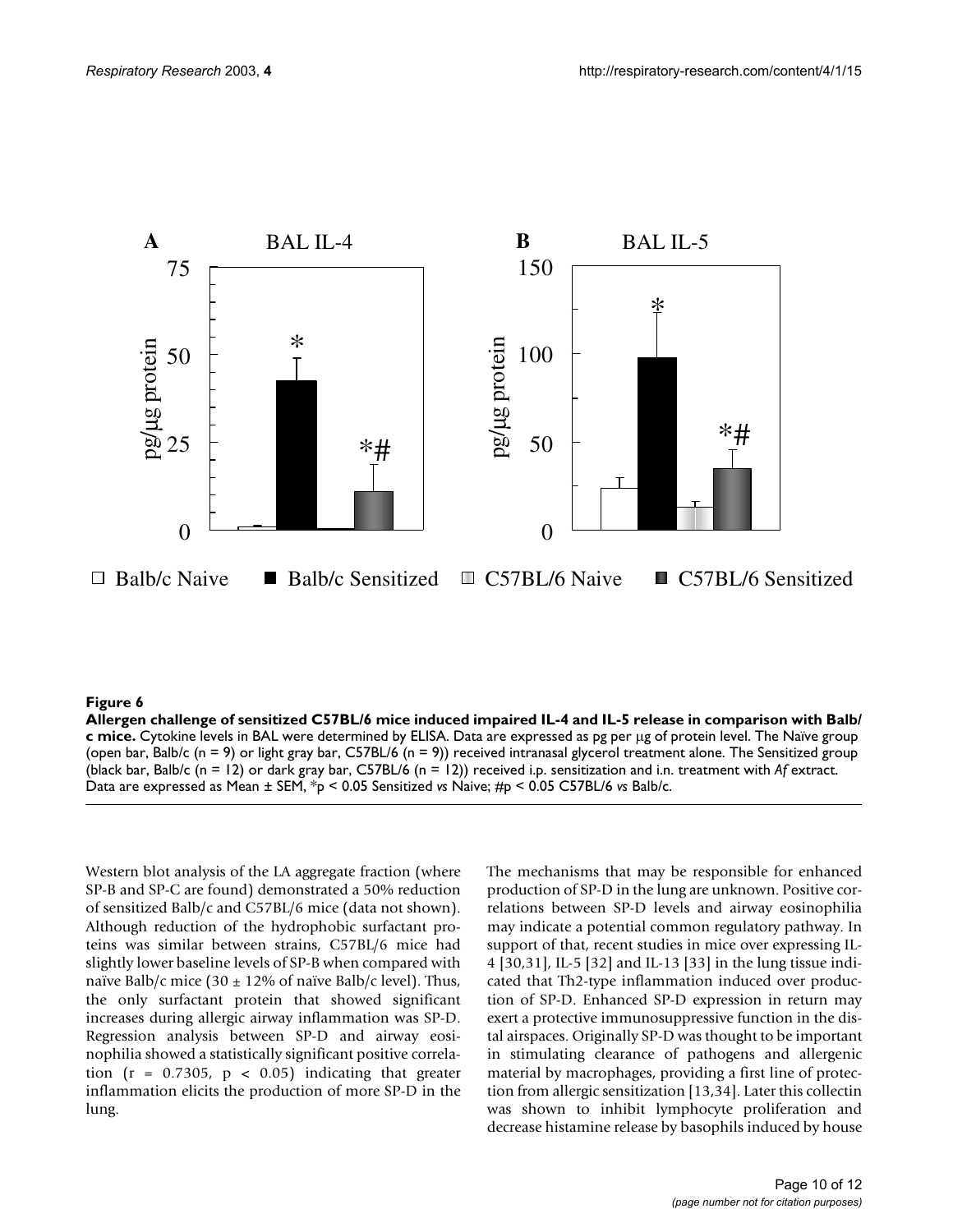**Figure 6**

**Allergen challenge of sensitized C57BL/6 mice induced impaired IL-4 and IL-5 release in comparison with Balb/c mice.** Cytokine levels in BAL were determined by ELISA. Data are expressed as pg per μg of protein level. The Naïve group (open bar, Balb/c (n = 9) or light gray bar, C57BL/6 (n = 9)) received intranasal glycerol treatment alone. The Sensitized group (black bar, Balb/c (n = 12) or dark gray bar, C57BL/6 (n = 12)) received i.p. sensitization and i.n. treatment with *Af* extract. Data are expressed as Mean ± SEM, *p < 0.05 Sensitized *vs* Naive; #p < 0.05 C57BL/6 *vs* Balb/c.

Western blot analysis of the LA aggregate fraction (where SP-B and SP-C are found) demonstrated a 50% reduction of sensitized Balb/c and C57BL/6 mice (data not shown). Although reduction of the hydrophobic surfactant proteins was similar between strains, C57BL/6 mice had slightly lower baseline levels of SP-B when compared with naïve Balb/c mice (30 ± 12% of naïve Balb/c level). Thus, the only surfactant protein that showed significant increases during allergic airway inflammation was SP-D. Regression analysis between SP-D and airway eosinophilia showed a statistically significant positive correlation ($r = 0.7305$, $p < 0.05$) indicating that greater inflammation elicits the production of more SP-D in the lung.

The mechanisms that may be responsible for enhanced production of SP-D in the lung are unknown. Positive correlations between SP-D levels and airway eosinophilia may indicate a potential common regulatory pathway. In support of that, recent studies in mice over expressing IL-4 [30,31], IL-5 [32] and IL-13 [33] in the lung tissue indicated that Th2-type inflammation induced over production of SP-D. Enhanced SP-D expression in return may exert a protective immunosuppressive function in the distal airspaces. Originally SP-D was thought to be important in stimulating clearance of pathogens and allergenic material by macrophages, providing a first line of protection from allergic sensitization [13,34]. Later this collectin was shown to inhibit lymphocyte proliferation and decrease histamine release by basophils induced by house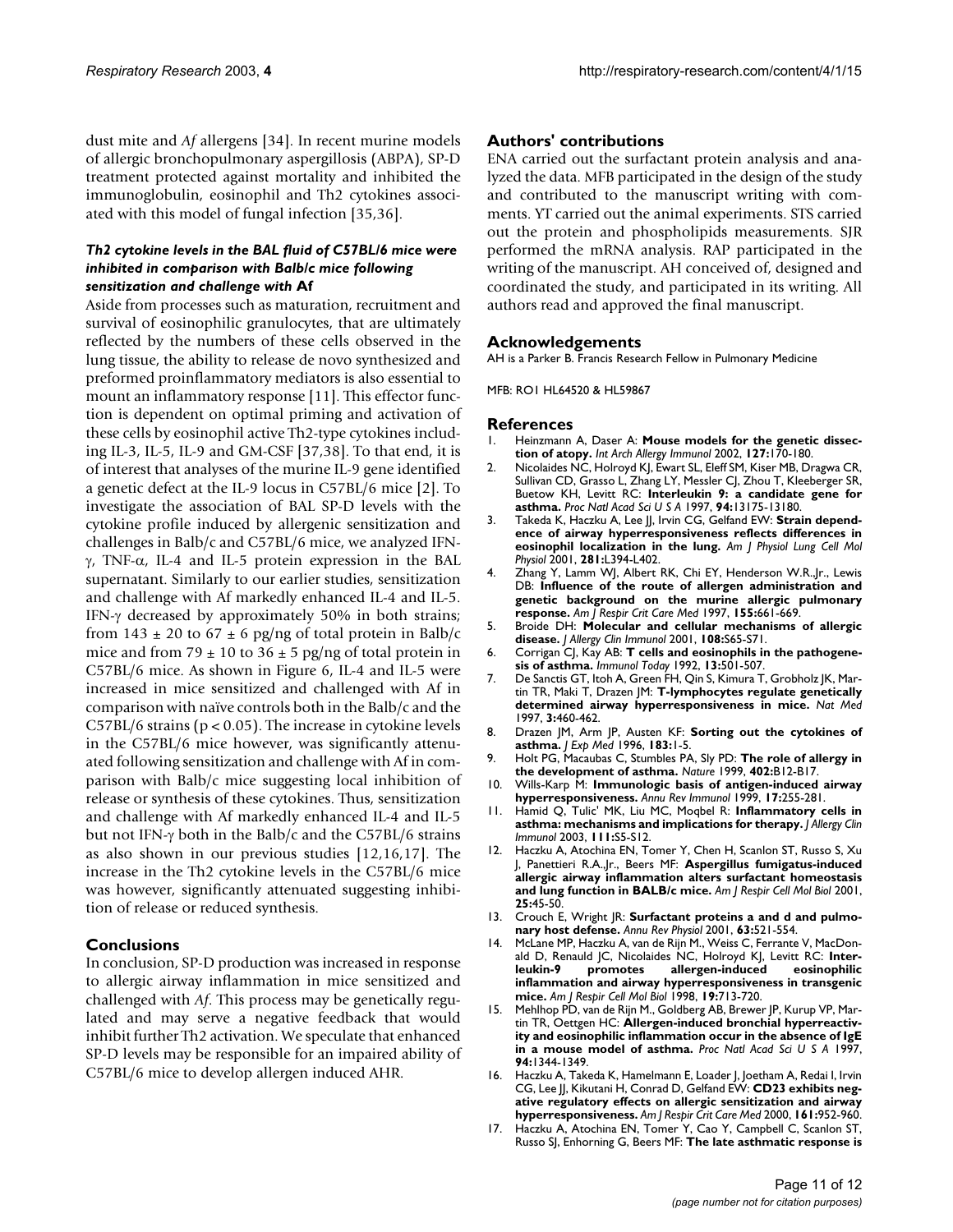dust mite and *Af* allergens [34]. In recent murine models of allergic bronchopulmonary aspergillosis (ABPA), SP-D treatment protected against mortality and inhibited the immunoglobulin, eosinophil and Th2 cytokines associated with this model of fungal infection [35,36].

### *Th2 cytokine levels in the BAL fluid of C57BL/6 mice were inhibited in comparison with Balb/c mice following sensitization and challenge with* Af

Aside from processes such as maturation, recruitment and survival of eosinophilic granulocytes, that are ultimately reflected by the numbers of these cells observed in the lung tissue, the ability to release de novo synthesized and preformed proinflammatory mediators is also essential to mount an inflammatory response [11]. This effector function is dependent on optimal priming and activation of these cells by eosinophil active Th2-type cytokines including IL-3, IL-5, IL-9 and GM-CSF [37,38]. To that end, it is of interest that analyses of the murine IL-9 gene identified a genetic defect at the IL-9 locus in C57BL/6 mice [2]. To investigate the association of BAL SP-D levels with the cytokine profile induced by allergenic sensitization and challenges in Balb/c and C57BL/6 mice, we analyzed IFN-$\gamma$, TNF-$\alpha$, IL-4 and IL-5 protein expression in the BAL supernatant. Similarly to our earlier studies, sensitization and challenge with Af markedly enhanced IL-4 and IL-5. IFN-$\gamma$ decreased by approximately 50% in both strains; from $143 \pm 20$ to $67 \pm 6$ pg/ng of total protein in Balb/c mice and from $79 \pm 10$ to $36 \pm 5$ pg/ng of total protein in C57BL/6 mice. As shown in Figure 6, IL-4 and IL-5 were increased in mice sensitized and challenged with Af in comparison with naïve controls both in the Balb/c and the C57BL/6 strains ($p < 0.05$). The increase in cytokine levels in the C57BL/6 mice however, was significantly attenuated following sensitization and challenge with Af in comparison with Balb/c mice suggesting local inhibition of release or synthesis of these cytokines. Thus, sensitization and challenge with Af markedly enhanced IL-4 and IL-5 but not IFN-$\gamma$ both in the Balb/c and the C57BL/6 strains as also shown in our previous studies [12,16,17]. The increase in the Th2 cytokine levels in the C57BL/6 mice was however, significantly attenuated suggesting inhibition of release or reduced synthesis.

## Conclusions

In conclusion, SP-D production was increased in response to allergic airway inflammation in mice sensitized and challenged with *Af*. This process may be genetically regulated and may serve a negative feedback that would inhibit further Th2 activation. We speculate that enhanced SP-D levels may be responsible for an impaired ability of C57BL/6 mice to develop allergen induced AHR.

## Authors' contributions

ENA carried out the surfactant protein analysis and analyzed the data. MFB participated in the design of the study and contributed to the manuscript writing with comments. YT carried out the animal experiments. STS carried out the protein and phospholipids measurements. SJR performed the mRNA analysis. RAP participated in the writing of the manuscript. AH conceived of, designed and coordinated the study, and participated in its writing. All authors read and approved the final manuscript.

## Acknowledgements

AH is a Parker B. Francis Research Fellow in Pulmonary Medicine

MFB: RO1 HL64520 & HL59867

## References

1. Heinzmann A, Daser A: **Mouse models for the genetic dissection of atopy.** *Int Arch Allergy Immunol* 2002, **127:**170-180.
2. Nicolaides NC, Holroyd KJ, Ewart SL, Eleff SM, Kiser MB, Dragwa CR, Sullivan CD, Grasso L, Zhang LY, Messler CJ, Zhou T, Kleeberger SR, Buetow KH, Levitt RC: **Interleukin 9: a candidate gene for asthma.** *Proc Natl Acad Sci U S A* 1997, **94:**13175-13180.
3. Takeda K, Haczku A, Lee JJ, Irvin CG, Gelfand EW: **Strain dependence of airway hyperresponsiveness reflects differences in eosinophil localization in the lung.** *Am J Physiol Lung Cell Mol Physiol* 2001, **281:**L394-L402.
4. Zhang Y, Lamm WJ, Albert RK, Chi EY, Henderson W.R.,Jr., Lewis DB: **Influence of the route of allergen administration and genetic background on the murine allergic pulmonary response.** *Am J Respir Crit Care Med* 1997, **155:**661-669.
5. Broide DH: **Molecular and cellular mechanisms of allergic disease.** *J Allergy Clin Immunol* 2001, **108:**S65-S71.
6. Corrigan CJ, Kay AB: **T cells and eosinophils in the pathogenesis of asthma.** *Immunol Today* 1992, **13:**501-507.
7. De Sanctis GT, Itoh A, Green FH, Qin S, Kimura T, Grobholz JK, Martin TR, Maki T, Drazen JM: **T-lymphocytes regulate genetically determined airway hyperresponsiveness in mice.** *Nat Med* 1997, **3:**460-462.
8. Drazen JM, Arm JP, Austen KF: **Sorting out the cytokines of asthma.** *J Exp Med* 1996, **183:**1-5.
9. Holt PG, Macaubas C, Stumbles PA, Sly PD: **The role of allergy in the development of asthma.** *Nature* 1999, **402:**B12-B17.
10. Wills-Karp M: **Immunologic basis of antigen-induced airway hyperresponsiveness.** *Annu Rev Immunol* 1999, **17:**255-281.
11. Hamid Q, Tulic' MK, Liu MC, Moqbel R: **Inflammatory cells in asthma: mechanisms and implications for therapy.** *J Allergy Clin Immunol* 2003, **111:**S5-S12.
12. Haczku A, Atochina EN, Tomer Y, Chen H, Scanlon ST, Russo S, Xu J, Panettieri R.A.,Jr., Beers MF: **Aspergillus fumigatus-induced allergic airway inflammation alters surfactant homeostasis and lung function in BALB/c mice.** *Am J Respir Cell Mol Biol* 2001, **25:**45-50.
13. Crouch E, Wright JR: **Surfactant proteins a and d and pulmonary host defense.** *Annu Rev Physiol* 2001, **63:**521-554.
14. McLane MP, Haczku A, van de Rijn M., Weiss C, Ferrante V, MacDonald D, Renauld JC, Nicolaides NC, Holroyd KJ, Levitt RC: **Interleukin-9 promotes allergen-induced eosinophilic inflammation and airway hyperresponsiveness in transgenic mice.** *Am J Respir Cell Mol Biol* 1998, **19:**713-720.
15. Mehlhop PD, van de Rijn M., Goldberg AB, Brewer JP, Kurup VP, Martin TR, Oettgen HC: **Allergen-induced bronchial hyperreactivity and eosinophilic inflammation occur in the absence of IgE in a mouse model of asthma.** *Proc Natl Acad Sci U S A* 1997, **94:**1344-1349.
16. Haczku A, Takeda K, Hamelmann E, Loader J, Joetham A, Redai I, Irvin CG, Lee JJ, Kikutani H, Conrad D, Gelfand EW: **CD23 exhibits negative regulatory effects on allergic sensitization and airway hyperresponsiveness.** *Am J Respir Crit Care Med* 2000, **161:**952-960.
17. Haczku A, Atochina EN, Tomer Y, Cao Y, Campbell C, Scanlon ST, Russo SJ, Enhorning G, Beers MF: **The late asthmatic response is**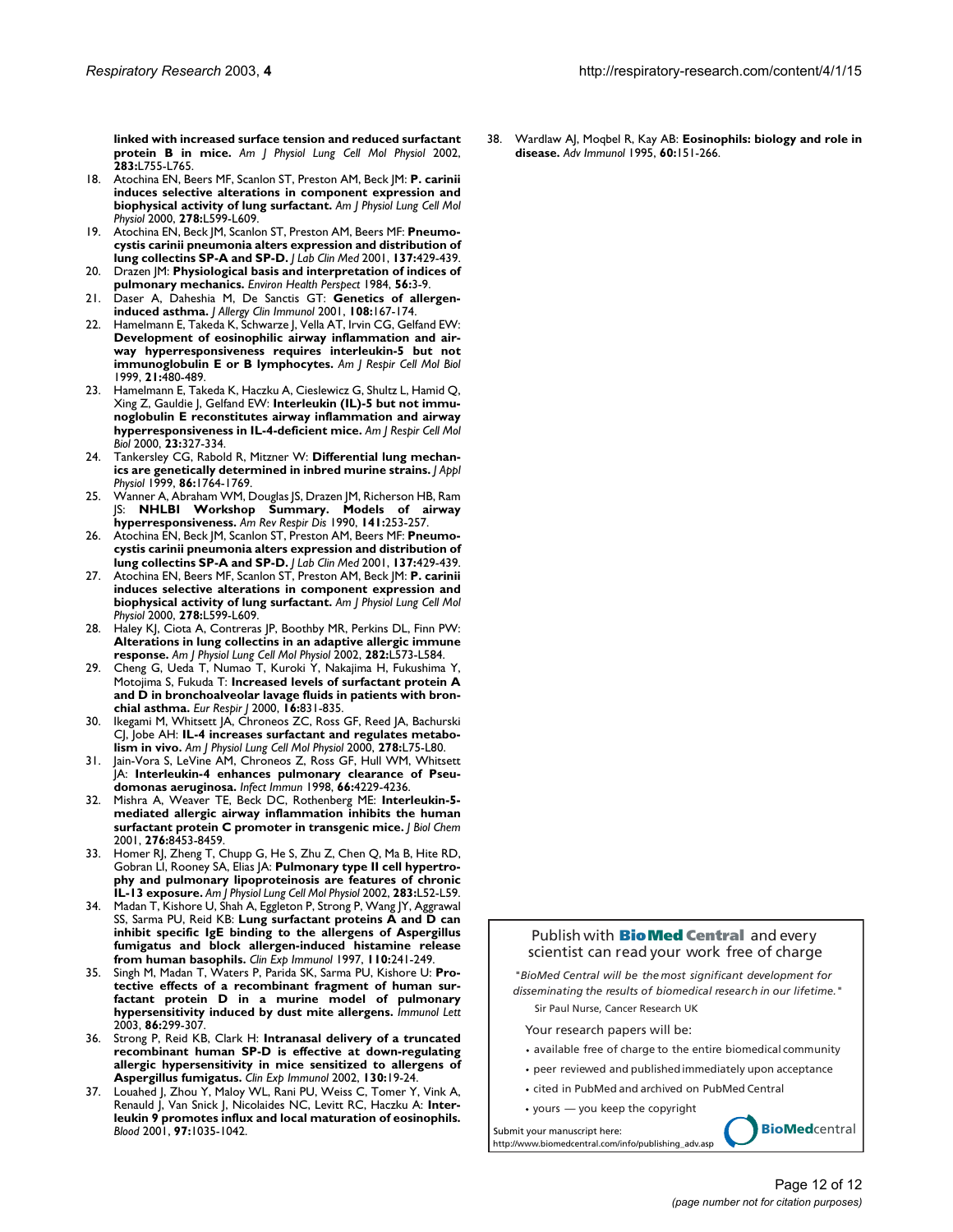linked with increased surface tension and reduced surfactant protein B in mice. *Am J Physiol Lung Cell Mol Physiol* 2002, **283:**L755-L765.

18. Atochina EN, Beers MF, Scanlon ST, Preston AM, Beck JM: **P. carinii induces selective alterations in component expression and biophysical activity of lung surfactant.** *Am J Physiol Lung Cell Mol Physiol* 2000, **278:**L599-L609.
19. Atochina EN, Beck JM, Scanlon ST, Preston AM, Beers MF: **Pneumocystis carinii pneumonia alters expression and distribution of lung collectins SP-A and SP-D.** *J Lab Clin Med* 2001, **137:**429-439.
20. Drazen JM: **Physiological basis and interpretation of indices of pulmonary mechanics.** *Environ Health Perspect* 1984, **56:**3-9.
21. Daser A, Daheshia M, De Sanctis GT: **Genetics of allergen-induced asthma.** *J Allergy Clin Immunol* 2001, **108:**167-174.
22. Hamelmann E, Takeda K, Schwarze J, Vella AT, Irvin CG, Gelfand EW: **Development of eosinophilic airway inflammation and airway hyperresponsiveness requires interleukin-5 but not immunoglobulin E or B lymphocytes.** *Am J Respir Cell Mol Biol* 1999, **21:**480-489.
23. Hamelmann E, Takeda K, Haczku A, Cieslewicz G, Shultz L, Hamid Q, Xing Z, Gauldie J, Gelfand EW: **Interleukin (IL)-5 but not immunoglobulin E reconstitutes airway inflammation and airway hyperresponsiveness in IL-4-deficient mice.** *Am J Respir Cell Mol Biol* 2000, **23:**327-334.
24. Tankersley CG, Rabold R, Mitzner W: **Differential lung mechanics are genetically determined in inbred murine strains.** *J Appl Physiol* 1999, **86:**1764-1769.
25. Wanner A, Abraham WM, Douglas JS, Drazen JM, Richerson HB, Ram JS: **NHLBI Workshop Summary. Models of airway hyperresponsiveness.** *Am Rev Respir Dis* 1990, **141:**253-257.
26. Atochina EN, Beck JM, Scanlon ST, Preston AM, Beers MF: **Pneumocystis carinii pneumonia alters expression and distribution of lung collectins SP-A and SP-D.** *J Lab Clin Med* 2001, **137:**429-439.
27. Atochina EN, Beers MF, Scanlon ST, Preston AM, Beck JM: **P. carinii induces selective alterations in component expression and biophysical activity of lung surfactant.** *Am J Physiol Lung Cell Mol Physiol* 2000, **278:**L599-L609.
28. Haley KJ, Ciota A, Contreras JP, Boothby MR, Perkins DL, Finn PW: **Alterations in lung collectins in an adaptive allergic immune response.** *Am J Physiol Lung Cell Mol Physiol* 2002, **282:**L573-L584.
29. Cheng G, Ueda T, Numao T, Kuroki Y, Nakajima H, Fukushima Y, Motojima S, Fukuda T: **Increased levels of surfactant protein A and D in bronchoalveolar lavage fluids in patients with bronchial asthma.** *Eur Respir J* 2000, **16:**831-835.
30. Ikegami M, Whitsett JA, Chroneos ZC, Ross GF, Reed JA, Bachurski CJ, Jobe AH: **IL-4 increases surfactant and regulates metabolism in vivo.** *Am J Physiol Lung Cell Mol Physiol* 2000, **278:**L75-L80.
31. Jain-Vora S, LeVine AM, Chroneos Z, Ross GF, Hull WM, Whitsett JA: **Interleukin-4 enhances pulmonary clearance of Pseudomonas aeruginosa.** *Infect Immun* 1998, **66:**4229-4236.
32. Mishra A, Weaver TE, Beck DC, Rothenberg ME: **Interleukin-5-mediated allergic airway inflammation inhibits the human surfactant protein C promoter in transgenic mice.** *J Biol Chem* 2001, **276:**8453-8459.
33. Homer RJ, Zheng T, Chupp G, He S, Zhu Z, Chen Q, Ma B, Hite RD, Gobran LI, Rooney SA, Elias JA: **Pulmonary type II cell hypertrophy and pulmonary lipoproteinosis are features of chronic IL-13 exposure.** *Am J Physiol Lung Cell Mol Physiol* 2002, **283:**L52-L59.
34. Madan T, Kishore U, Shah A, Eggleton P, Strong P, Wang JY, Aggrawal SS, Sarma PU, Reid KB: **Lung surfactant proteins A and D can inhibit specific IgE binding to the allergens of Aspergillus fumigatus and block allergen-induced histamine release from human basophils.** *Clin Exp Immunol* 1997, **110:**241-249.
35. Singh M, Madan T, Waters P, Parida SK, Sarma PU, Kishore U: **Protective effects of a recombinant fragment of human surfactant protein D in a murine model of pulmonary hypersensitivity induced by dust mite allergens.** *Immunol Lett* 2003, **86:**299-307.
36. Strong P, Reid KB, Clark H: **Intranasal delivery of a truncated recombinant human SP-D is effective at down-regulating allergic hypersensitivity in mice sensitized to allergens of Aspergillus fumigatus.** *Clin Exp Immunol* 2002, **130:**19-24.
37. Louahed J, Zhou Y, Maloy WL, Rani PU, Weiss C, Tomer Y, Vink A, Renauld J, Van Snick J, Nicolaides NC, Levitt RC, Haczku A: **Interleukin 9 promotes influx and local maturation of eosinophils.** *Blood* 2001, **97:**1035-1042.
38. Wardlaw AJ, Moqbel R, Kay AB: **Eosinophils: biology and role in disease.** *Adv Immunol* 1995, **60:**151-266.

Publish with **BioMed Central** and every scientist can read your work free of charge

*"BioMed Central will be the most significant development for disseminating the results of biomedical research in our lifetime."*
Sir Paul Nurse, Cancer Research UK

Your research papers will be:

- available free of charge to the entire biomedical community
- peer reviewed and published immediately upon acceptance
- cited in PubMed and archived on PubMed Central
- yours — you keep the copyright

Submit your manuscript here:
http://www.biomedcentral.com/info/publishing_adv.asp

**BioMed**central